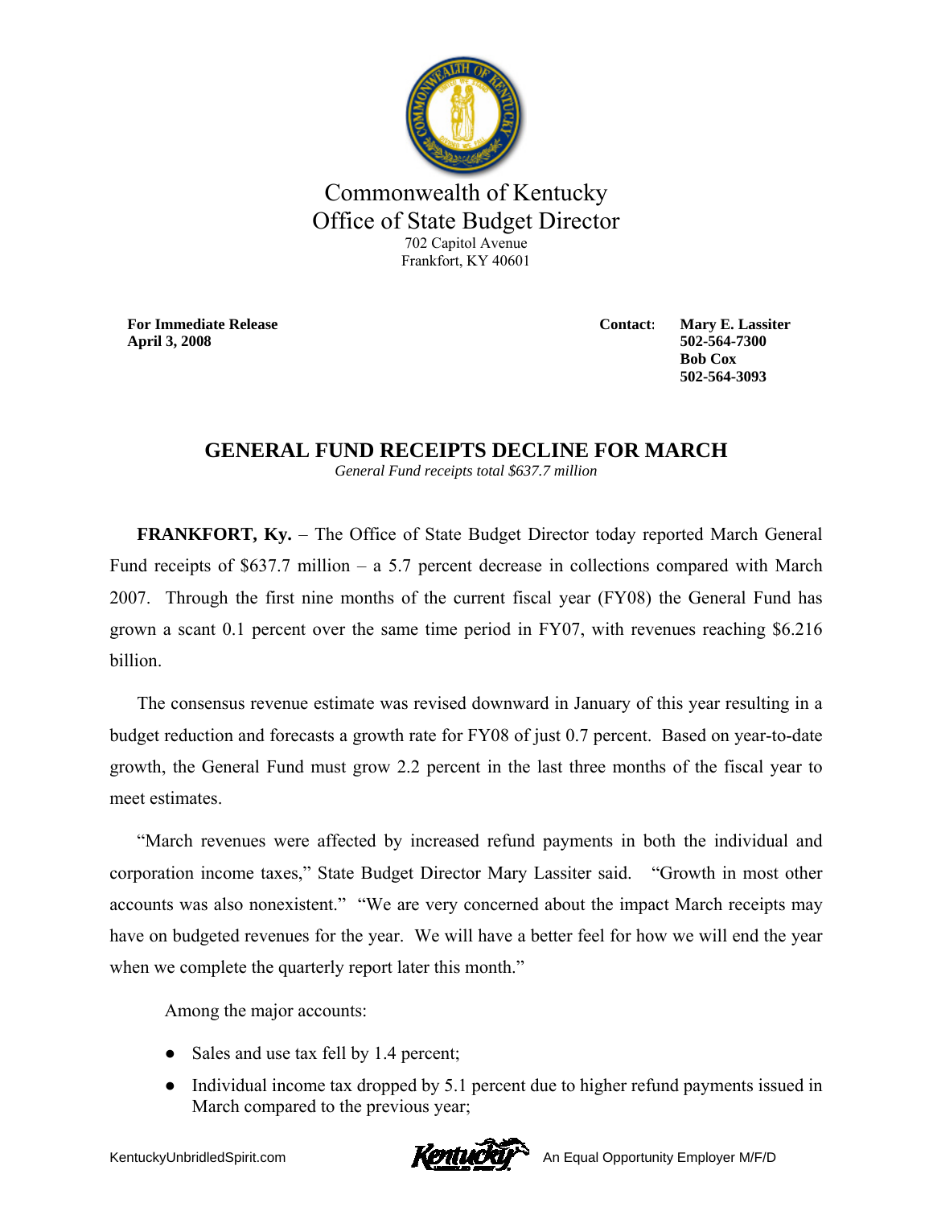Commonwealth of Kentucky
Office of State Budget Director
702 Capitol Avenue
Frankfort, KY 40601

**For Immediate Release**
**April 3, 2008**

**Contact:** **Mary E. Lassiter**
**502-564-7300**
**Bob Cox**
**502-564-3093**

# GENERAL FUND RECEIPTS DECLINE FOR MARCH

*General Fund receipts total $637.7 million*

**FRANKFORT, Ky.** – The Office of State Budget Director today reported March General Fund receipts of $637.7 million – a 5.7 percent decrease in collections compared with March 2007. Through the first nine months of the current fiscal year (FY08) the General Fund has grown a scant 0.1 percent over the same time period in FY07, with revenues reaching $6.216 billion.

The consensus revenue estimate was revised downward in January of this year resulting in a budget reduction and forecasts a growth rate for FY08 of just 0.7 percent. Based on year-to-date growth, the General Fund must grow 2.2 percent in the last three months of the fiscal year to meet estimates.

"March revenues were affected by increased refund payments in both the individual and corporation income taxes," State Budget Director Mary Lassiter said. "Growth in most other accounts was also nonexistent." "We are very concerned about the impact March receipts may have on budgeted revenues for the year. We will have a better feel for how we will end the year when we complete the quarterly report later this month."

Among the major accounts:

- Sales and use tax fell by 1.4 percent;
- Individual income tax dropped by 5.1 percent due to higher refund payments issued in March compared to the previous year;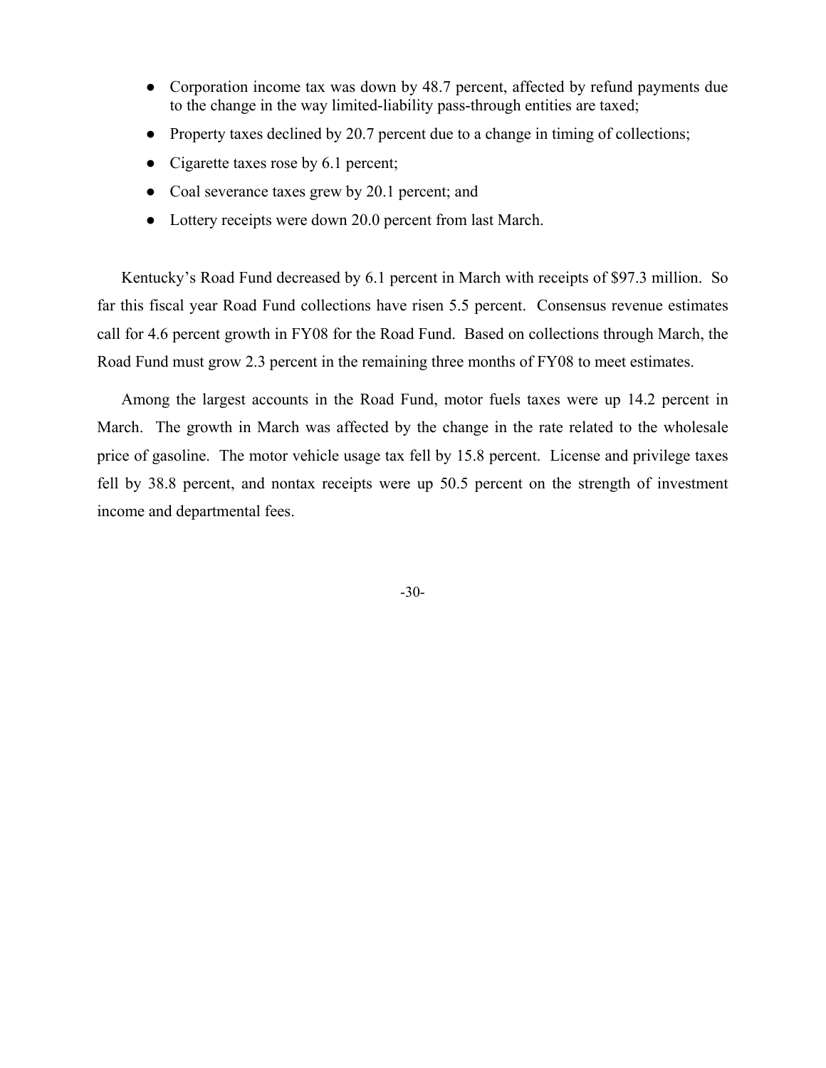- Corporation income tax was down by 48.7 percent, affected by refund payments due to the change in the way limited-liability pass-through entities are taxed;
- Property taxes declined by 20.7 percent due to a change in timing of collections;
- Cigarette taxes rose by 6.1 percent;
- Coal severance taxes grew by 20.1 percent; and
- Lottery receipts were down 20.0 percent from last March.

Kentucky's Road Fund decreased by 6.1 percent in March with receipts of $97.3 million. So far this fiscal year Road Fund collections have risen 5.5 percent. Consensus revenue estimates call for 4.6 percent growth in FY08 for the Road Fund. Based on collections through March, the Road Fund must grow 2.3 percent in the remaining three months of FY08 to meet estimates.

Among the largest accounts in the Road Fund, motor fuels taxes were up 14.2 percent in March. The growth in March was affected by the change in the rate related to the wholesale price of gasoline. The motor vehicle usage tax fell by 15.8 percent. License and privilege taxes fell by 38.8 percent, and nontax receipts were up 50.5 percent on the strength of investment income and departmental fees.

-30-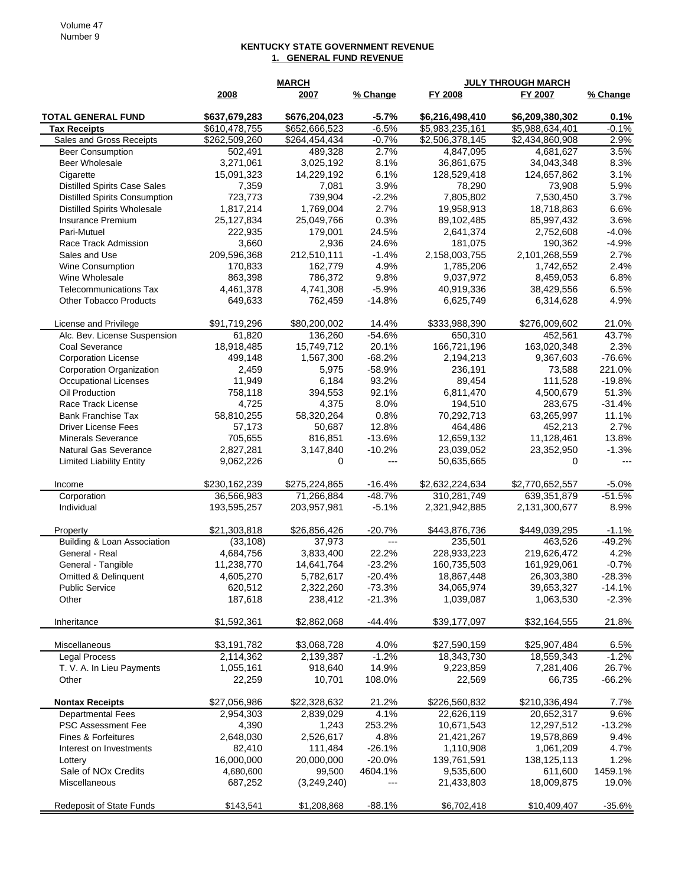## KENTUCKY STATE GOVERNMENT REVENUE

### 1. GENERAL FUND REVENUE

| | MARCH | | | JULY THROUGH MARCH | | |
|---|---|---|---|---|---|---|
| | 2008 | 2007 | % Change | FY 2008 | FY 2007 | % Change |
| **TOTAL GENERAL FUND** | **$637,679,283** | **$676,204,023** | **-5.7%** | **$6,216,498,410** | **$6,209,380,302** | **0.1%** |
| **Tax Receipts** | $610,478,755 | $652,666,523 | -6.5% | $5,983,235,161 | $5,988,634,401 | -0.1% |
| Sales and Gross Receipts | $262,509,260 | $264,454,434 | -0.7% | $2,506,378,145 | $2,434,860,908 | 2.9% |
| Beer Consumption | 502,491 | 489,328 | 2.7% | 4,847,095 | 4,681,627 | 3.5% |
| Beer Wholesale | 3,271,061 | 3,025,192 | 8.1% | 36,861,675 | 34,043,348 | 8.3% |
| Cigarette | 15,091,323 | 14,229,192 | 6.1% | 128,529,418 | 124,657,862 | 3.1% |
| Distilled Spirits Case Sales | 7,359 | 7,081 | 3.9% | 78,290 | 73,908 | 5.9% |
| Distilled Spirits Consumption | 723,773 | 739,904 | -2.2% | 7,805,802 | 7,530,450 | 3.7% |
| Distilled Spirits Wholesale | 1,817,214 | 1,769,004 | 2.7% | 19,958,913 | 18,718,863 | 6.6% |
| Insurance Premium | 25,127,834 | 25,049,766 | 0.3% | 89,102,485 | 85,997,432 | 3.6% |
| Pari-Mutuel | 222,935 | 179,001 | 24.5% | 2,641,374 | 2,752,608 | -4.0% |
| Race Track Admission | 3,660 | 2,936 | 24.6% | 181,075 | 190,362 | -4.9% |
| Sales and Use | 209,596,368 | 212,510,111 | -1.4% | 2,158,003,755 | 2,101,268,559 | 2.7% |
| Wine Consumption | 170,833 | 162,779 | 4.9% | 1,785,206 | 1,742,652 | 2.4% |
| Wine Wholesale | 863,398 | 786,372 | 9.8% | 9,037,972 | 8,459,053 | 6.8% |
| Telecommunications Tax | 4,461,378 | 4,741,308 | -5.9% | 40,919,336 | 38,429,556 | 6.5% |
| Other Tobacco Products | 649,633 | 762,459 | -14.8% | 6,625,749 | 6,314,628 | 4.9% |
| License and Privilege | $91,719,296 | $80,200,002 | 14.4% | $333,988,390 | $276,009,602 | 21.0% |
| Alc. Bev. License Suspension | 61,820 | 136,260 | -54.6% | 650,310 | 452,561 | 43.7% |
| Coal Severance | 18,918,485 | 15,749,712 | 20.1% | 166,721,196 | 163,020,348 | 2.3% |
| Corporation License | 499,148 | 1,567,300 | -68.2% | 2,194,213 | 9,367,603 | -76.6% |
| Corporation Organization | 2,459 | 5,975 | -58.9% | 236,191 | 73,588 | 221.0% |
| Occupational Licenses | 11,949 | 6,184 | 93.2% | 89,454 | 111,528 | -19.8% |
| Oil Production | 758,118 | 394,553 | 92.1% | 6,811,470 | 4,500,679 | 51.3% |
| Race Track License | 4,725 | 4,375 | 8.0% | 194,510 | 283,675 | -31.4% |
| Bank Franchise Tax | 58,810,255 | 58,320,264 | 0.8% | 70,292,713 | 63,265,997 | 11.1% |
| Driver License Fees | 57,173 | 50,687 | 12.8% | 464,486 | 452,213 | 2.7% |
| Minerals Severance | 705,655 | 816,851 | -13.6% | 12,659,132 | 11,128,461 | 13.8% |
| Natural Gas Severance | 2,827,281 | 3,147,840 | -10.2% | 23,039,052 | 23,352,950 | -1.3% |
| Limited Liability Entity | 9,062,226 | 0 | --- | 50,635,665 | 0 | --- |
| Income | $230,162,239 | $275,224,865 | -16.4% | $2,632,224,634 | $2,770,652,557 | -5.0% |
| Corporation | 36,566,983 | 71,266,884 | -48.7% | 310,281,749 | 639,351,879 | -51.5% |
| Individual | 193,595,257 | 203,957,981 | -5.1% | 2,321,942,885 | 2,131,300,677 | 8.9% |
| Property | $21,303,818 | $26,856,426 | -20.7% | $443,876,736 | $449,039,295 | -1.1% |
| Building & Loan Association | (33,108) | 37,973 | --- | 235,501 | 463,526 | -49.2% |
| General - Real | 4,684,756 | 3,833,400 | 22.2% | 228,933,223 | 219,626,472 | 4.2% |
| General - Tangible | 11,238,770 | 14,641,764 | -23.2% | 160,735,503 | 161,929,061 | -0.7% |
| Omitted & Delinquent | 4,605,270 | 5,782,617 | -20.4% | 18,867,448 | 26,303,380 | -28.3% |
| Public Service | 620,512 | 2,322,260 | -73.3% | 34,065,974 | 39,653,327 | -14.1% |
| Other | 187,618 | 238,412 | -21.3% | 1,039,087 | 1,063,530 | -2.3% |
| Inheritance | $1,592,361 | $2,862,068 | -44.4% | $39,177,097 | $32,164,555 | 21.8% |
| Miscellaneous | $3,191,782 | $3,068,728 | 4.0% | $27,590,159 | $25,907,484 | 6.5% |
| Legal Process | 2,114,362 | 2,139,387 | -1.2% | 18,343,730 | 18,559,343 | -1.2% |
| T. V. A. In Lieu Payments | 1,055,161 | 918,640 | 14.9% | 9,223,859 | 7,281,406 | 26.7% |
| Other | 22,259 | 10,701 | 108.0% | 22,569 | 66,735 | -66.2% |
| **Nontax Receipts** | $27,056,986 | $22,328,632 | 21.2% | $226,560,832 | $210,336,494 | 7.7% |
| Departmental Fees | 2,954,303 | 2,839,029 | 4.1% | 22,626,119 | 20,652,317 | 9.6% |
| PSC Assessment Fee | 4,390 | 1,243 | 253.2% | 10,671,543 | 12,297,512 | -13.2% |
| Fines & Forfeitures | 2,648,030 | 2,526,617 | 4.8% | 21,421,267 | 19,578,869 | 9.4% |
| Interest on Investments | 82,410 | 111,484 | -26.1% | 1,110,908 | 1,061,209 | 4.7% |
| Lottery | 16,000,000 | 20,000,000 | -20.0% | 139,761,591 | 138,125,113 | 1.2% |
| Sale of NOx Credits | 4,680,600 | 99,500 | 4604.1% | 9,535,600 | 611,600 | 1459.1% |
| Miscellaneous | 687,252 | (3,249,240) | --- | 21,433,803 | 18,009,875 | 19.0% |
| Redeposit of State Funds | $143,541 | $1,208,868 | -88.1% | $6,702,418 | $10,409,407 | -35.6% |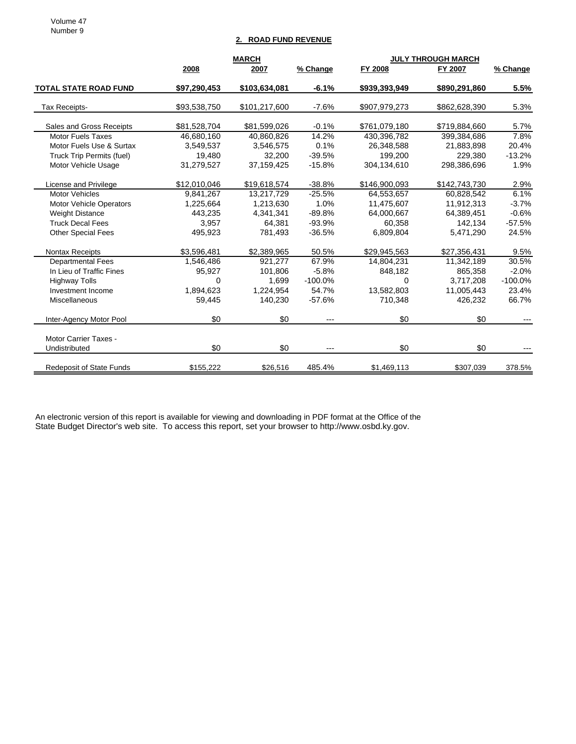## 2. ROAD FUND REVENUE

| | MARCH | | | JULY THROUGH MARCH | | |
|---|---|---|---|---|---|---|
| | 2008 | 2007 | % Change | FY 2008 | FY 2007 | % Change |
| **TOTAL STATE ROAD FUND** | **$97,290,453** | **$103,634,081** | **-6.1%** | **$939,393,949** | **$890,291,860** | **5.5%** |
| Tax Receipts- | $93,538,750 | $101,217,600 | -7.6% | $907,979,273 | $862,628,390 | 5.3% |
| Sales and Gross Receipts | $81,528,704 | $81,599,026 | -0.1% | $761,079,180 | $719,884,660 | 5.7% |
| Motor Fuels Taxes | 46,680,160 | 40,860,826 | 14.2% | 430,396,782 | 399,384,686 | 7.8% |
| Motor Fuels Use & Surtax | 3,549,537 | 3,546,575 | 0.1% | 26,348,588 | 21,883,898 | 20.4% |
| Truck Trip Permits (fuel) | 19,480 | 32,200 | -39.5% | 199,200 | 229,380 | -13.2% |
| Motor Vehicle Usage | 31,279,527 | 37,159,425 | -15.8% | 304,134,610 | 298,386,696 | 1.9% |
| License and Privilege | $12,010,046 | $19,618,574 | -38.8% | $146,900,093 | $142,743,730 | 2.9% |
| Motor Vehicles | 9,841,267 | 13,217,729 | -25.5% | 64,553,657 | 60,828,542 | 6.1% |
| Motor Vehicle Operators | 1,225,664 | 1,213,630 | 1.0% | 11,475,607 | 11,912,313 | -3.7% |
| Weight Distance | 443,235 | 4,341,341 | -89.8% | 64,000,667 | 64,389,451 | -0.6% |
| Truck Decal Fees | 3,957 | 64,381 | -93.9% | 60,358 | 142,134 | -57.5% |
| Other Special Fees | 495,923 | 781,493 | -36.5% | 6,809,804 | 5,471,290 | 24.5% |
| Nontax Receipts | $3,596,481 | $2,389,965 | 50.5% | $29,945,563 | $27,356,431 | 9.5% |
| Departmental Fees | 1,546,486 | 921,277 | 67.9% | 14,804,231 | 11,342,189 | 30.5% |
| In Lieu of Traffic Fines | 95,927 | 101,806 | -5.8% | 848,182 | 865,358 | -2.0% |
| Highway Tolls | 0 | 1,699 | -100.0% | 0 | 3,717,208 | -100.0% |
| Investment Income | 1,894,623 | 1,224,954 | 54.7% | 13,582,803 | 11,005,443 | 23.4% |
| Miscellaneous | 59,445 | 140,230 | -57.6% | 710,348 | 426,232 | 66.7% |
| Inter-Agency Motor Pool | $0 | $0 | --- | $0 | $0 | --- |
| Motor Carrier Taxes - Undistributed | $0 | $0 | --- | $0 | $0 | --- |
| Redeposit of State Funds | $155,222 | $26,516 | 485.4% | $1,469,113 | $307,039 | 378.5% |

An electronic version of this report is available for viewing and downloading in PDF format at the Office of the State Budget Director's web site. To access this report, set your browser to http://www.osbd.ky.gov.